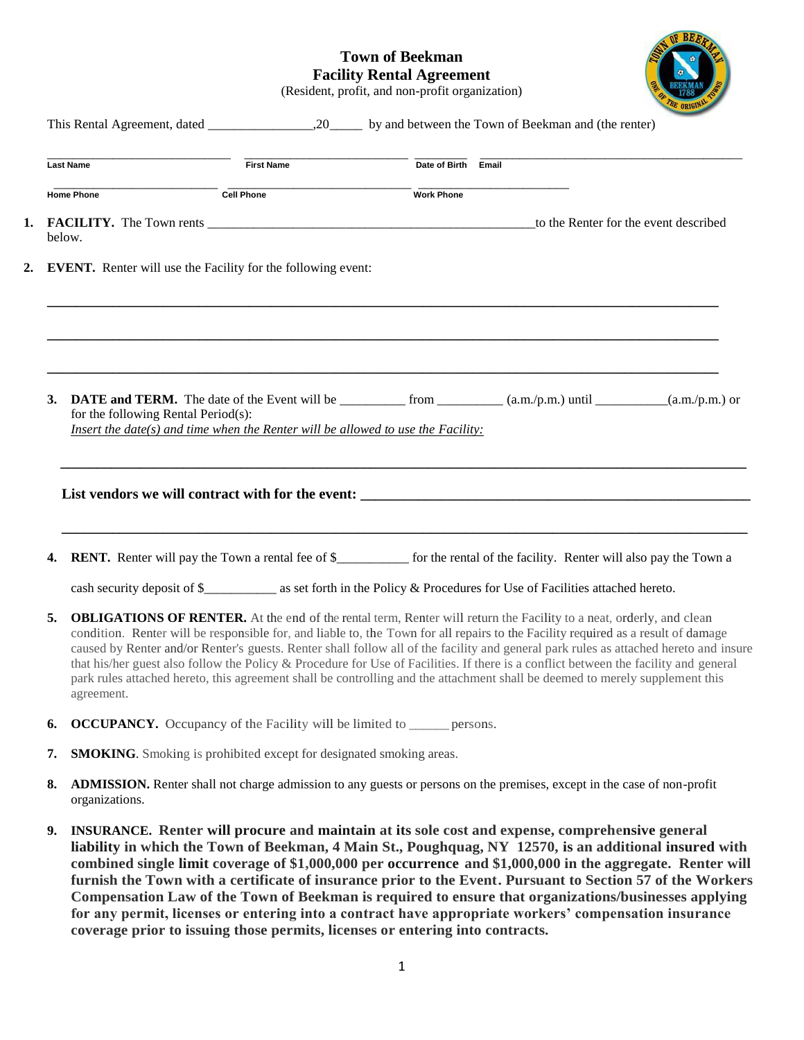# Town of Beekman
## Facility Rental Agreement
(Resident, profit, and non-profit organization)

This Rental Agreement, dated ________________,20_____ by and between the Town of Beekman and (the renter)

| Last Name | First Name | Date of Birth | Email |
|---|---|---|---|
| | | | |

| Home Phone | Cell Phone | Work Phone |
|---|---|---|
| | | |

1. **FACILITY.** The Town rents _____________________________________________________to the Renter for the event described below.

2. **EVENT.** Renter will use the Facility for the following event:

_______________________________________________________________________________________

_______________________________________________________________________________________

_______________________________________________________________________________________

3. **DATE and TERM.** The date of the Event will be __________ from __________ (a.m./p.m.) until ___________(a.m./p.m.) or for the following Rental Period(s):
*Insert the date(s) and time when the Renter will be allowed to use the Facility:*

_______________________________________________________________________________________

**List vendors we will contract with for the event:** _____________________________________________

_______________________________________________________________________________________

4. **RENT.** Renter will pay the Town a rental fee of $___________ for the rental of the facility. Renter will also pay the Town a cash security deposit of $___________ as set forth in the Policy & Procedures for Use of Facilities attached hereto.

5. **OBLIGATIONS OF RENTER.** At the end of the rental term, Renter will return the Facility to a neat, orderly, and clean condition. Renter will be responsible for, and liable to, the Town for all repairs to the Facility required as a result of damage caused by Renter and/or Renter's guests. Renter shall follow all of the facility and general park rules as attached hereto and insure that his/her guest also follow the Policy & Procedure for Use of Facilities. If there is a conflict between the facility and general park rules attached hereto, this agreement shall be controlling and the attachment shall be deemed to merely supplement this agreement.

6. **OCCUPANCY.** Occupancy of the Facility will be limited to ______ persons.

7. **SMOKING**. Smoking is prohibited except for designated smoking areas.

8. **ADMISSION.** Renter shall not charge admission to any guests or persons on the premises, except in the case of non-profit organizations.

9. **INSURANCE. Renter will procure and maintain at its sole cost and expense, comprehensive general liability in which the Town of Beekman, 4 Main St., Poughquag, NY 12570, is an additional insured with combined single limit coverage of $1,000,000 per occurrence and $1,000,000 in the aggregate. Renter will furnish the Town with a certificate of insurance prior to the Event. Pursuant to Section 57 of the Workers Compensation Law of the Town of Beekman is required to ensure that organizations/businesses applying for any permit, licenses or entering into a contract have appropriate workers' compensation insurance coverage prior to issuing those permits, licenses or entering into contracts.**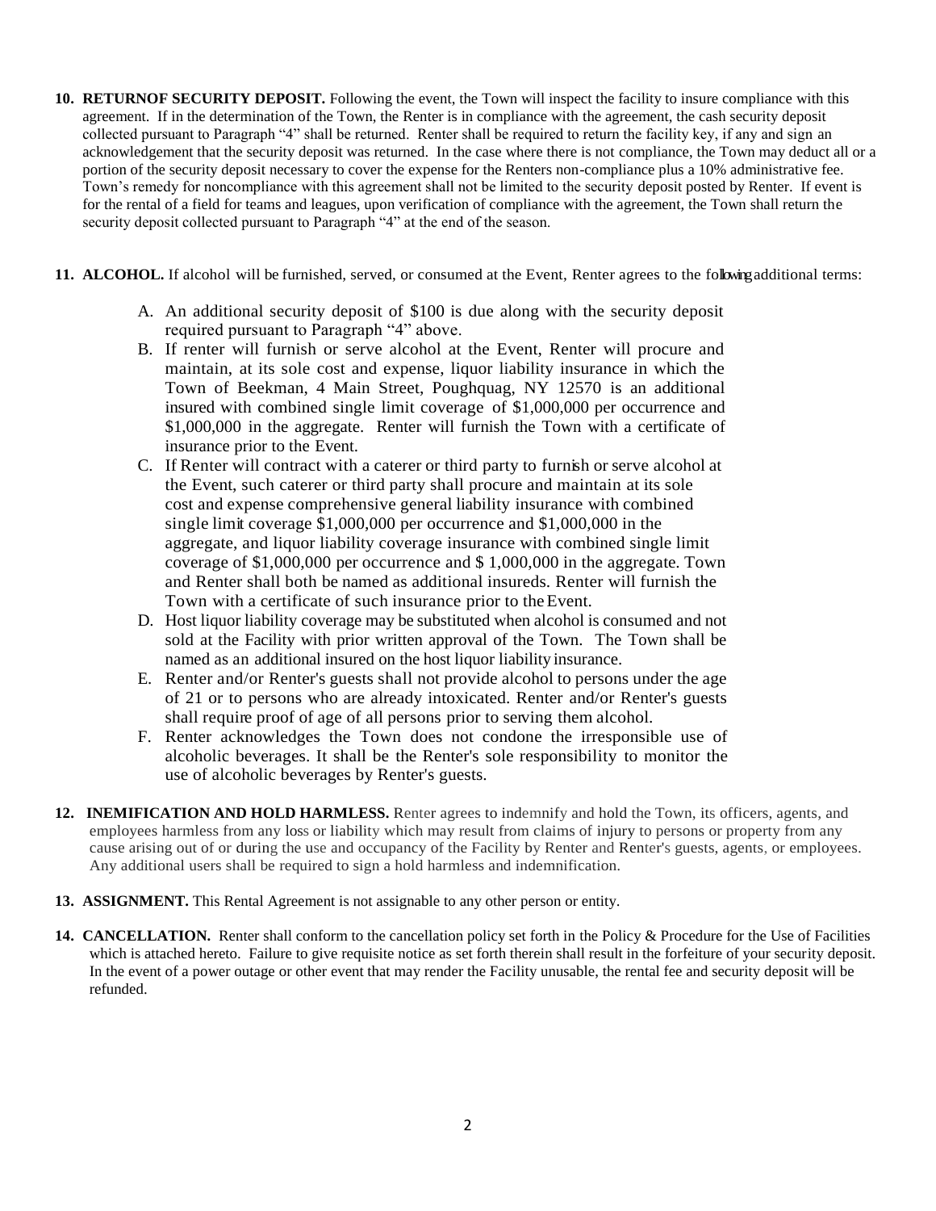10. **RETURNOF SECURITY DEPOSIT.** Following the event, the Town will inspect the facility to insure compliance with this agreement. If in the determination of the Town, the Renter is in compliance with the agreement, the cash security deposit collected pursuant to Paragraph "4" shall be returned. Renter shall be required to return the facility key, if any and sign an acknowledgement that the security deposit was returned. In the case where there is not compliance, the Town may deduct all or a portion of the security deposit necessary to cover the expense for the Renters non-compliance plus a 10% administrative fee. Town's remedy for noncompliance with this agreement shall not be limited to the security deposit posted by Renter. If event is for the rental of a field for teams and leagues, upon verification of compliance with the agreement, the Town shall return the security deposit collected pursuant to Paragraph "4" at the end of the season.

11. **ALCOHOL.** If alcohol will be furnished, served, or consumed at the Event, Renter agrees to the following additional terms:

    A. An additional security deposit of $100 is due along with the security deposit required pursuant to Paragraph "4" above.
    B. If renter will furnish or serve alcohol at the Event, Renter will procure and maintain, at its sole cost and expense, liquor liability insurance in which the Town of Beekman, 4 Main Street, Poughquag, NY 12570 is an additional insured with combined single limit coverage of $1,000,000 per occurrence and $1,000,000 in the aggregate. Renter will furnish the Town with a certificate of insurance prior to the Event.
    C. If Renter will contract with a caterer or third party to furnish or serve alcohol at the Event, such caterer or third party shall procure and maintain at its sole cost and expense comprehensive general liability insurance with combined single limit coverage $1,000,000 per occurrence and $1,000,000 in the aggregate, and liquor liability coverage insurance with combined single limit coverage of $1,000,000 per occurrence and $ 1,000,000 in the aggregate. Town and Renter shall both be named as additional insureds. Renter will furnish the Town with a certificate of such insurance prior to the Event.
    D. Host liquor liability coverage may be substituted when alcohol is consumed and not sold at the Facility with prior written approval of the Town. The Town shall be named as an additional insured on the host liquor liability insurance.
    E. Renter and/or Renter's guests shall not provide alcohol to persons under the age of 21 or to persons who are already intoxicated. Renter and/or Renter's guests shall require proof of age of all persons prior to serving them alcohol.
    F. Renter acknowledges the Town does not condone the irresponsible use of alcoholic beverages. It shall be the Renter's sole responsibility to monitor the use of alcoholic beverages by Renter's guests.

12. **INEMIFICATION AND HOLD HARMLESS.** Renter agrees to indemnify and hold the Town, its officers, agents, and employees harmless from any loss or liability which may result from claims of injury to persons or property from any cause arising out of or during the use and occupancy of the Facility by Renter and Renter's guests, agents, or employees. Any additional users shall be required to sign a hold harmless and indemnification.

13. **ASSIGNMENT.** This Rental Agreement is not assignable to any other person or entity.

14. **CANCELLATION.** Renter shall conform to the cancellation policy set forth in the Policy & Procedure for the Use of Facilities which is attached hereto. Failure to give requisite notice as set forth therein shall result in the forfeiture of your security deposit. In the event of a power outage or other event that may render the Facility unusable, the rental fee and security deposit will be refunded.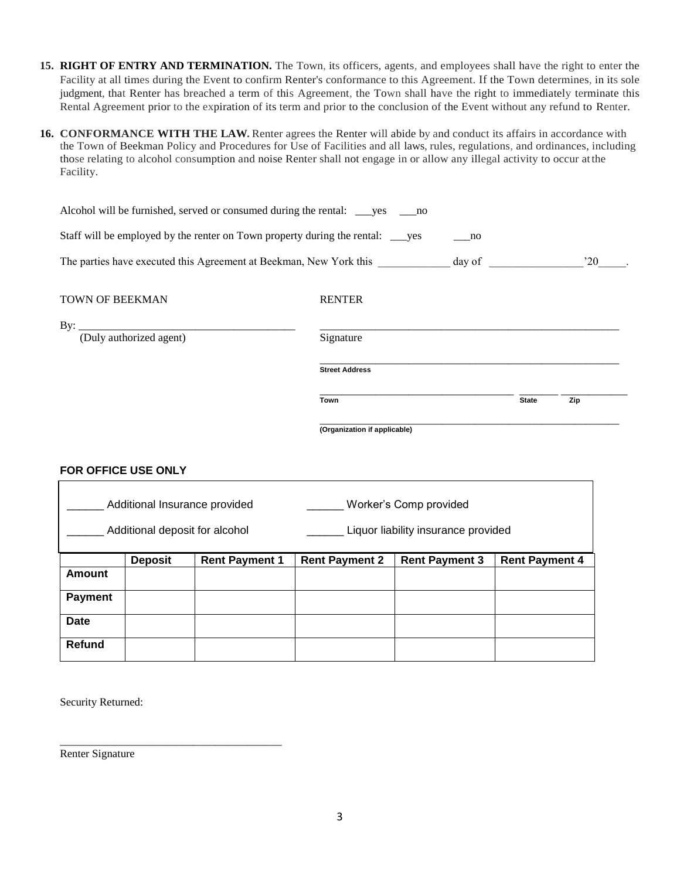15. **RIGHT OF ENTRY AND TERMINATION.** The Town, its officers, agents, and employees shall have the right to enter the Facility at all times during the Event to confirm Renter's conformance to this Agreement. If the Town determines, in its sole judgment, that Renter has breached a term of this Agreement, the Town shall have the right to immediately terminate this Rental Agreement prior to the expiration of its term and prior to the conclusion of the Event without any refund to Renter.

16. **CONFORMANCE WITH THE LAW.** Renter agrees the Renter will abide by and conduct its affairs in accordance with the Town of Beekman Policy and Procedures for Use of Facilities and all laws, rules, regulations, and ordinances, including those relating to alcohol consumption and noise Renter shall not engage in or allow any illegal activity to occur at the Facility.

Alcohol will be furnished, served or consumed during the rental: ___yes ___no

Staff will be employed by the renter on Town property during the rental: ___yes ___no

The parties have executed this Agreement at Beekman, New York this ____________ day of ________________ '20_____.

TOWN OF BEEKMAN

By: ______________________________________
(Duly authorized agent)

RENTER

______________________________________
Signature

______________________________________
**Street Address**

______________________________________ ________ ____________
**Town** **State** **Zip**

______________________________________
**(Organization if applicable)**

**FOR OFFICE USE ONLY**

______ Additional Insurance provided ______ Worker's Comp provided

______ Additional deposit for alcohol ______ Liquor liability insurance provided

| | **Deposit** | **Rent Payment 1** | **Rent Payment 2** | **Rent Payment 3** | **Rent Payment 4** |
|---|---|---|---|---|---|
| **Amount** | | | | | |
| **Payment** | | | | | |
| **Date** | | | | | |
| **Refund** | | | | | |

Security Returned:

______________________________________
Renter Signature